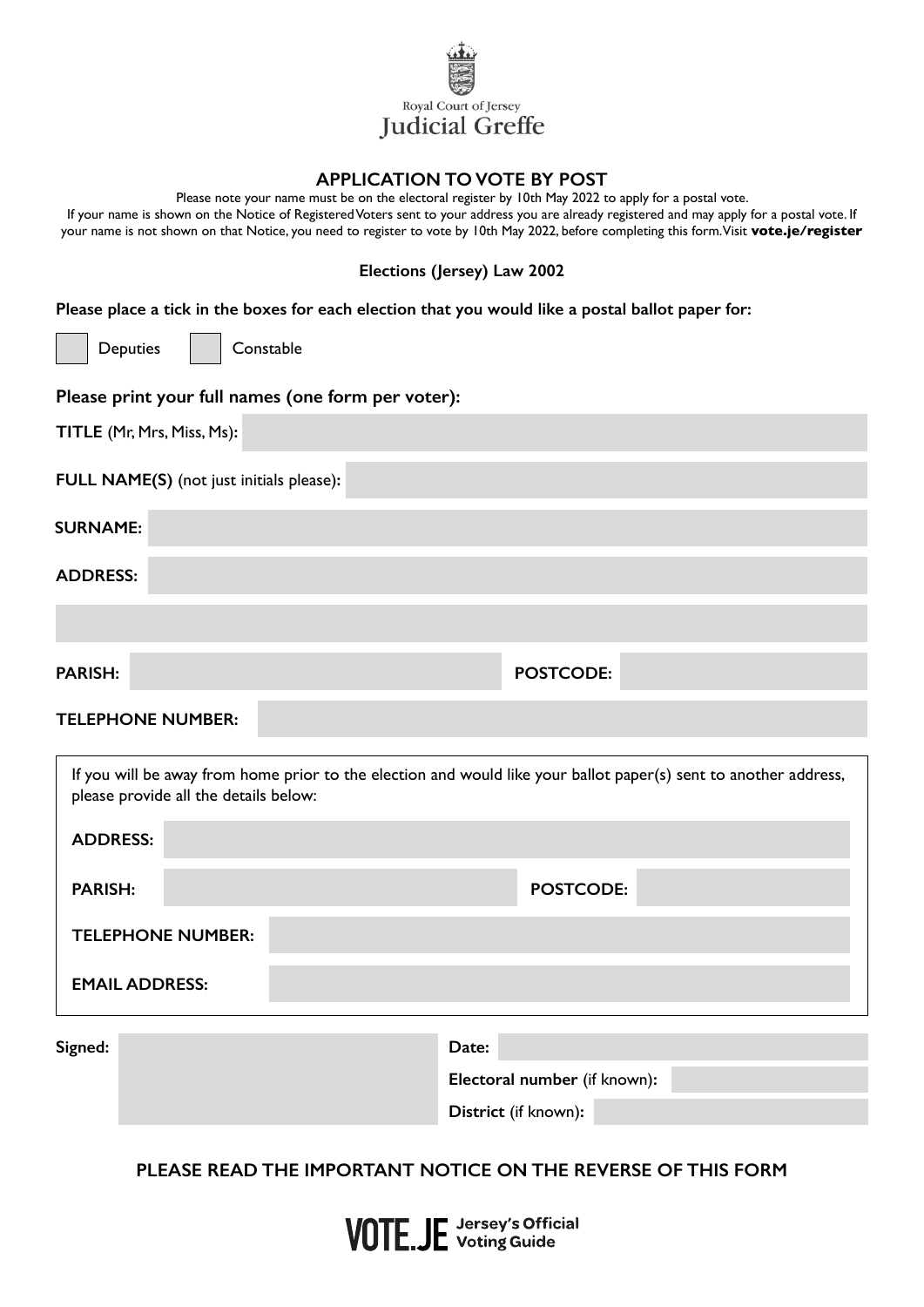Royal Court of Jersey
Judicial Greffe

## APPLICATION TO VOTE BY POST

Please note your name must be on the electoral register by 10th May 2022 to apply for a postal vote.
If your name is shown on the Notice of Registered Voters sent to your address you are already registered and may apply for a postal vote. If your name is not shown on that Notice, you need to register to vote by 10th May 2022, before completing this form. Visit **vote.je/register**

**Elections (Jersey) Law 2002**

**Please place a tick in the boxes for each election that you would like a postal ballot paper for:**

☐ Deputies ☐ Constable

**Please print your full names (one form per voter):**

**TITLE** (Mr, Mrs, Miss, Ms):

**FULL NAME(S)** (not just initials please):

**SURNAME:**

**ADDRESS:**

**PARISH:** **POSTCODE:**

**TELEPHONE NUMBER:**

If you will be away from home prior to the election and would like your ballot paper(s) sent to another address, please provide all the details below:

**ADDRESS:**

**PARISH:** **POSTCODE:**

**TELEPHONE NUMBER:**

**EMAIL ADDRESS:**

**Signed:**

**Date:**

**Electoral number** (if known):

**District** (if known):

**PLEASE READ THE IMPORTANT NOTICE ON THE REVERSE OF THIS FORM**

VOTE.JE Jersey's Official Voting Guide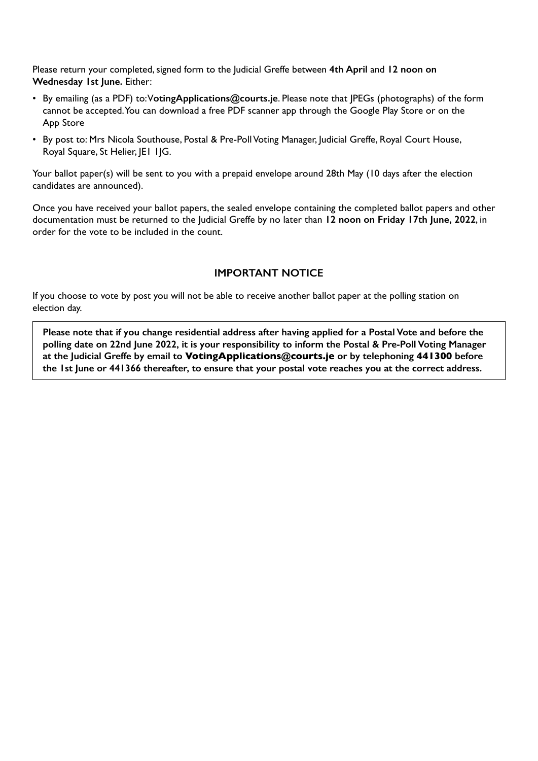Please return your completed, signed form to the Judicial Greffe between **4th April** and **12 noon on Wednesday 1st June.** Either:

- By emailing (as a PDF) to: **VotingApplications@courts.je**. Please note that JPEGs (photographs) of the form cannot be accepted. You can download a free PDF scanner app through the Google Play Store or on the App Store
- By post to: Mrs Nicola Southouse, Postal & Pre-Poll Voting Manager, Judicial Greffe, Royal Court House, Royal Square, St Helier, JE1 1JG.

Your ballot paper(s) will be sent to you with a prepaid envelope around 28th May (10 days after the election candidates are announced).

Once you have received your ballot papers, the sealed envelope containing the completed ballot papers and other documentation must be returned to the Judicial Greffe by no later than **12 noon on Friday 17th June, 2022**, in order for the vote to be included in the count.

## IMPORTANT NOTICE

If you choose to vote by post you will not be able to receive another ballot paper at the polling station on election day.

**Please note that if you change residential address after having applied for a Postal Vote and before the polling date on 22nd June 2022, it is your responsibility to inform the Postal & Pre-Poll Voting Manager at the Judicial Greffe by email to VotingApplications@courts.je or by telephoning 441300 before the 1st June or 441366 thereafter, to ensure that your postal vote reaches you at the correct address.**